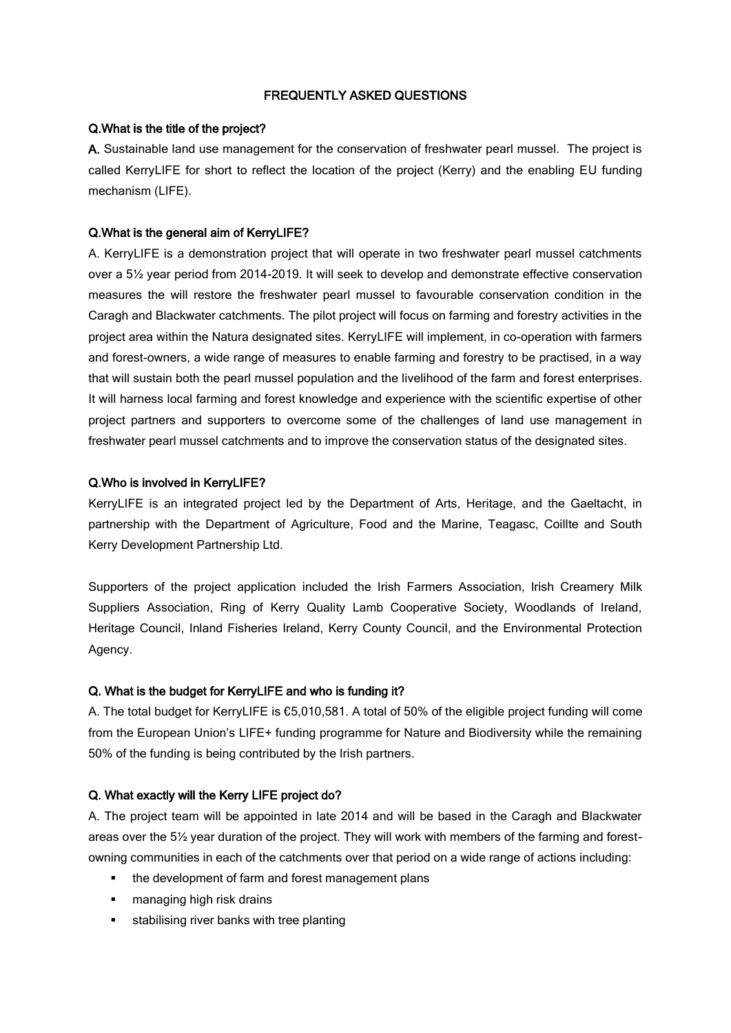# FREQUENTLY ASKED QUESTIONS

**Q.What is the title of the project?**

**A.** Sustainable land use management for the conservation of freshwater pearl mussel. The project is called KerryLIFE for short to reflect the location of the project (Kerry) and the enabling EU funding mechanism (LIFE).

**Q.What is the general aim of KerryLIFE?**

A. KerryLIFE is a demonstration project that will operate in two freshwater pearl mussel catchments over a 5½ year period from 2014-2019. It will seek to develop and demonstrate effective conservation measures the will restore the freshwater pearl mussel to favourable conservation condition in the Caragh and Blackwater catchments. The pilot project will focus on farming and forestry activities in the project area within the Natura designated sites. KerryLIFE will implement, in co-operation with farmers and forest-owners, a wide range of measures to enable farming and forestry to be practised, in a way that will sustain both the pearl mussel population and the livelihood of the farm and forest enterprises. It will harness local farming and forest knowledge and experience with the scientific expertise of other project partners and supporters to overcome some of the challenges of land use management in freshwater pearl mussel catchments and to improve the conservation status of the designated sites.

**Q.Who is involved in KerryLIFE?**

KerryLIFE is an integrated project led by the Department of Arts, Heritage, and the Gaeltacht, in partnership with the Department of Agriculture, Food and the Marine, Teagasc, Coillte and South Kerry Development Partnership Ltd.

Supporters of the project application included the Irish Farmers Association, Irish Creamery Milk Suppliers Association, Ring of Kerry Quality Lamb Cooperative Society, Woodlands of Ireland, Heritage Council, Inland Fisheries Ireland, Kerry County Council, and the Environmental Protection Agency.

**Q. What is the budget for KerryLIFE and who is funding it?**

A. The total budget for KerryLIFE is €5,010,581. A total of 50% of the eligible project funding will come from the European Union's LIFE+ funding programme for Nature and Biodiversity while the remaining 50% of the funding is being contributed by the Irish partners.

**Q. What exactly will the Kerry LIFE project do?**

A. The project team will be appointed in late 2014 and will be based in the Caragh and Blackwater areas over the 5½ year duration of the project. They will work with members of the farming and forest-owning communities in each of the catchments over that period on a wide range of actions including:

- the development of farm and forest management plans
- managing high risk drains
- stabilising river banks with tree planting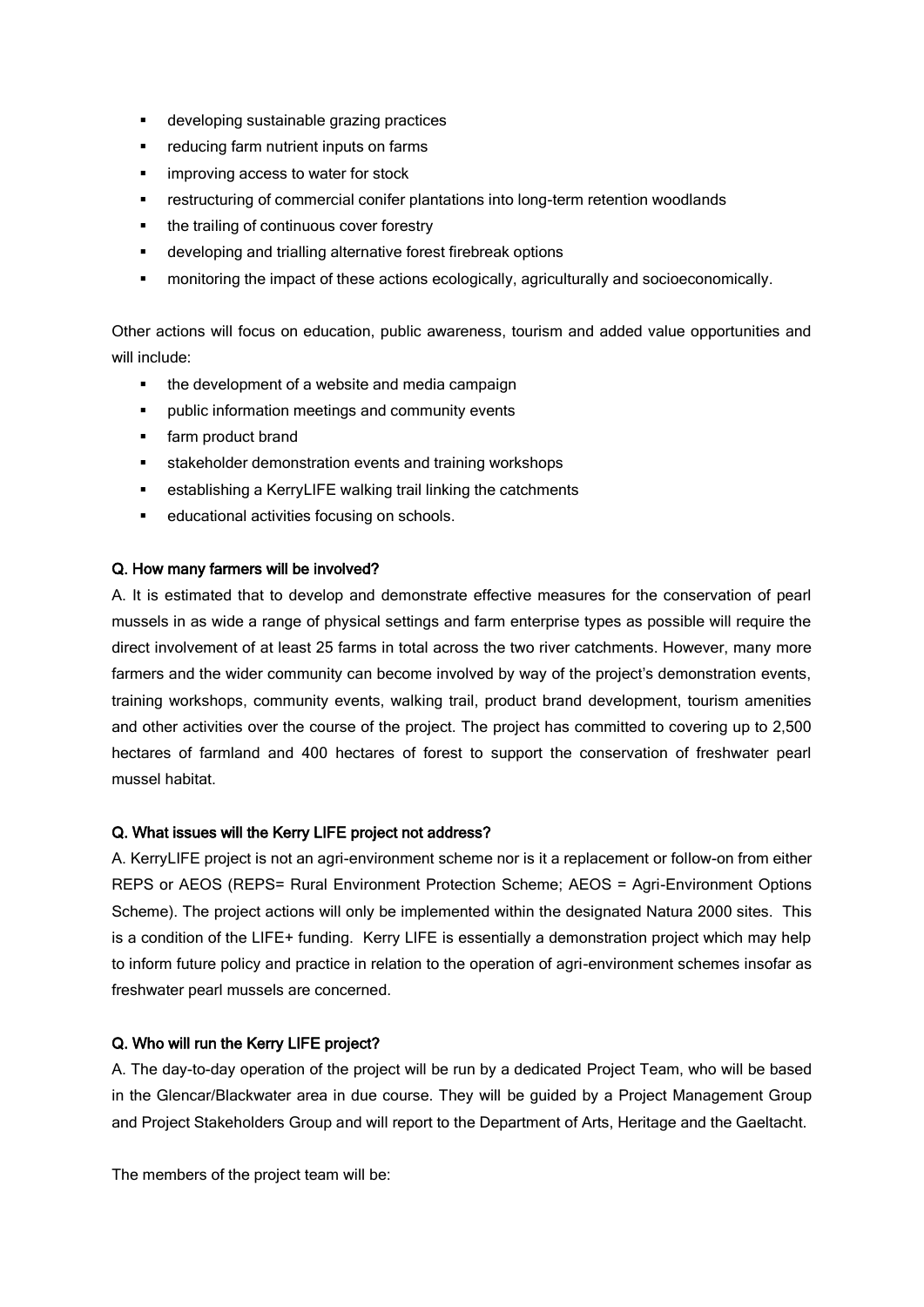- developing sustainable grazing practices
- reducing farm nutrient inputs on farms
- improving access to water for stock
- restructuring of commercial conifer plantations into long-term retention woodlands
- the trailing of continuous cover forestry
- developing and trialling alternative forest firebreak options
- monitoring the impact of these actions ecologically, agriculturally and socioeconomically.

Other actions will focus on education, public awareness, tourism and added value opportunities and will include:

- the development of a website and media campaign
- public information meetings and community events
- farm product brand
- stakeholder demonstration events and training workshops
- establishing a KerryLIFE walking trail linking the catchments
- educational activities focusing on schools.

**Q. How many farmers will be involved?**

A. It is estimated that to develop and demonstrate effective measures for the conservation of pearl mussels in as wide a range of physical settings and farm enterprise types as possible will require the direct involvement of at least 25 farms in total across the two river catchments. However, many more farmers and the wider community can become involved by way of the project's demonstration events, training workshops, community events, walking trail, product brand development, tourism amenities and other activities over the course of the project. The project has committed to covering up to 2,500 hectares of farmland and 400 hectares of forest to support the conservation of freshwater pearl mussel habitat.

**Q. What issues will the Kerry LIFE project not address?**

A. KerryLIFE project is not an agri-environment scheme nor is it a replacement or follow-on from either REPS or AEOS (REPS= Rural Environment Protection Scheme; AEOS = Agri-Environment Options Scheme). The project actions will only be implemented within the designated Natura 2000 sites. This is a condition of the LIFE+ funding. Kerry LIFE is essentially a demonstration project which may help to inform future policy and practice in relation to the operation of agri-environment schemes insofar as freshwater pearl mussels are concerned.

**Q. Who will run the Kerry LIFE project?**

A. The day-to-day operation of the project will be run by a dedicated Project Team, who will be based in the Glencar/Blackwater area in due course. They will be guided by a Project Management Group and Project Stakeholders Group and will report to the Department of Arts, Heritage and the Gaeltacht.

The members of the project team will be: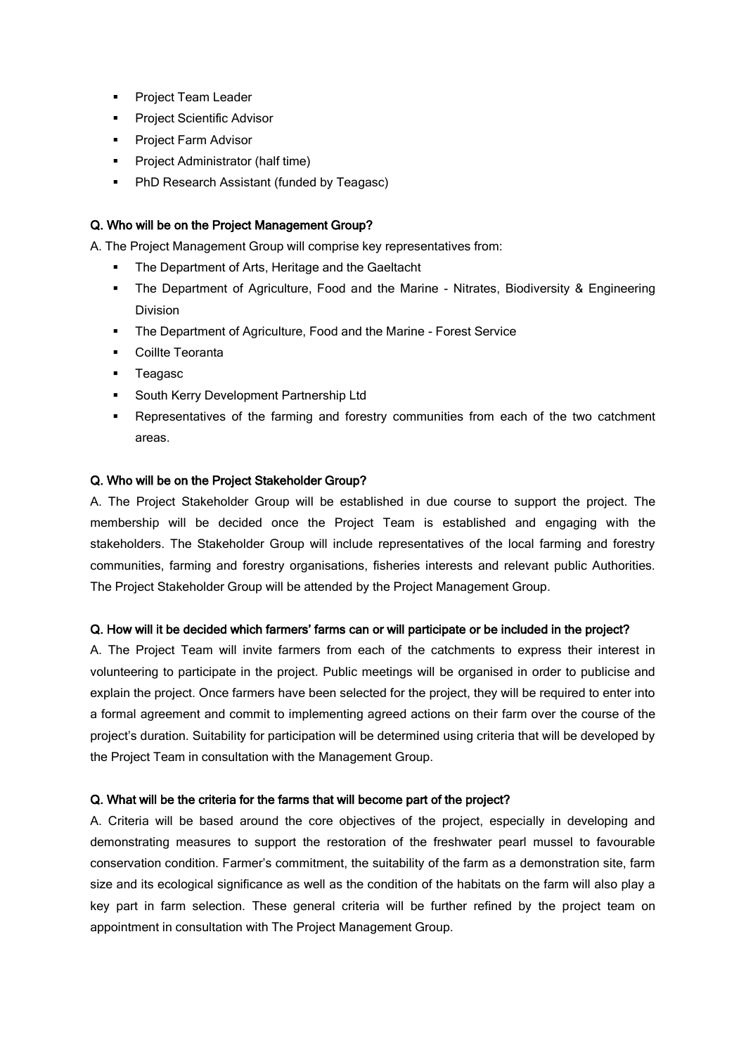- Project Team Leader
- Project Scientific Advisor
- Project Farm Advisor
- Project Administrator (half time)
- PhD Research Assistant (funded by Teagasc)

**Q. Who will be on the Project Management Group?**

A. The Project Management Group will comprise key representatives from:

- The Department of Arts, Heritage and the Gaeltacht
- The Department of Agriculture, Food and the Marine - Nitrates, Biodiversity & Engineering Division
- The Department of Agriculture, Food and the Marine - Forest Service
- Coillte Teoranta
- Teagasc
- South Kerry Development Partnership Ltd
- Representatives of the farming and forestry communities from each of the two catchment areas.

**Q. Who will be on the Project Stakeholder Group?**

A. The Project Stakeholder Group will be established in due course to support the project. The membership will be decided once the Project Team is established and engaging with the stakeholders. The Stakeholder Group will include representatives of the local farming and forestry communities, farming and forestry organisations, fisheries interests and relevant public Authorities. The Project Stakeholder Group will be attended by the Project Management Group.

**Q. How will it be decided which farmers' farms can or will participate or be included in the project?**

A. The Project Team will invite farmers from each of the catchments to express their interest in volunteering to participate in the project. Public meetings will be organised in order to publicise and explain the project. Once farmers have been selected for the project, they will be required to enter into a formal agreement and commit to implementing agreed actions on their farm over the course of the project's duration. Suitability for participation will be determined using criteria that will be developed by the Project Team in consultation with the Management Group.

**Q. What will be the criteria for the farms that will become part of the project?**

A. Criteria will be based around the core objectives of the project, especially in developing and demonstrating measures to support the restoration of the freshwater pearl mussel to favourable conservation condition. Farmer's commitment, the suitability of the farm as a demonstration site, farm size and its ecological significance as well as the condition of the habitats on the farm will also play a key part in farm selection. These general criteria will be further refined by the project team on appointment in consultation with The Project Management Group.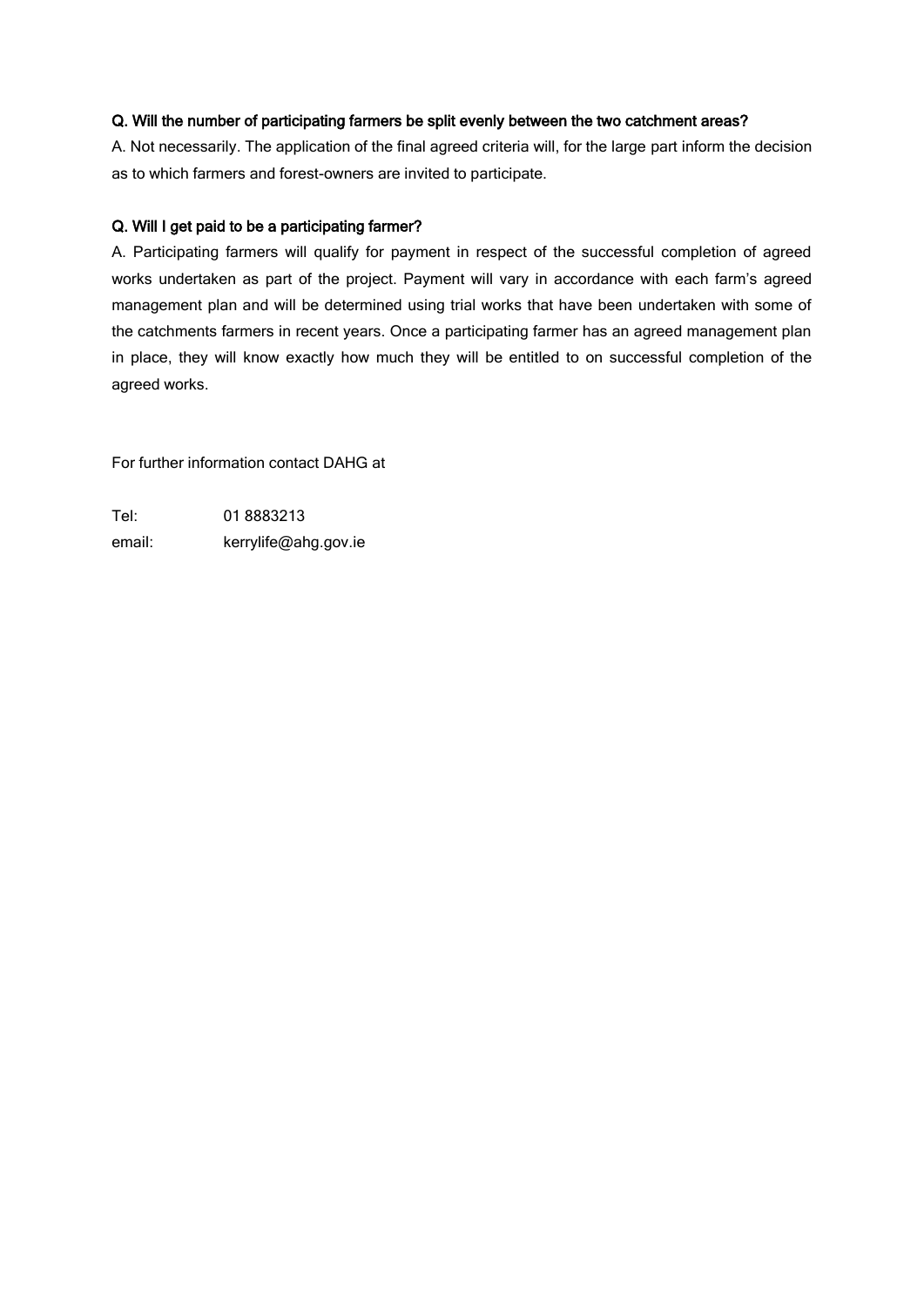**Q. Will the number of participating farmers be split evenly between the two catchment areas?**

A. Not necessarily. The application of the final agreed criteria will, for the large part inform the decision as to which farmers and forest-owners are invited to participate.

**Q. Will I get paid to be a participating farmer?**

A. Participating farmers will qualify for payment in respect of the successful completion of agreed works undertaken as part of the project. Payment will vary in accordance with each farm's agreed management plan and will be determined using trial works that have been undertaken with some of the catchments farmers in recent years. Once a participating farmer has an agreed management plan in place, they will know exactly how much they will be entitled to on successful completion of the agreed works.

For further information contact DAHG at

Tel: 01 8883213

email: kerrylife@ahg.gov.ie